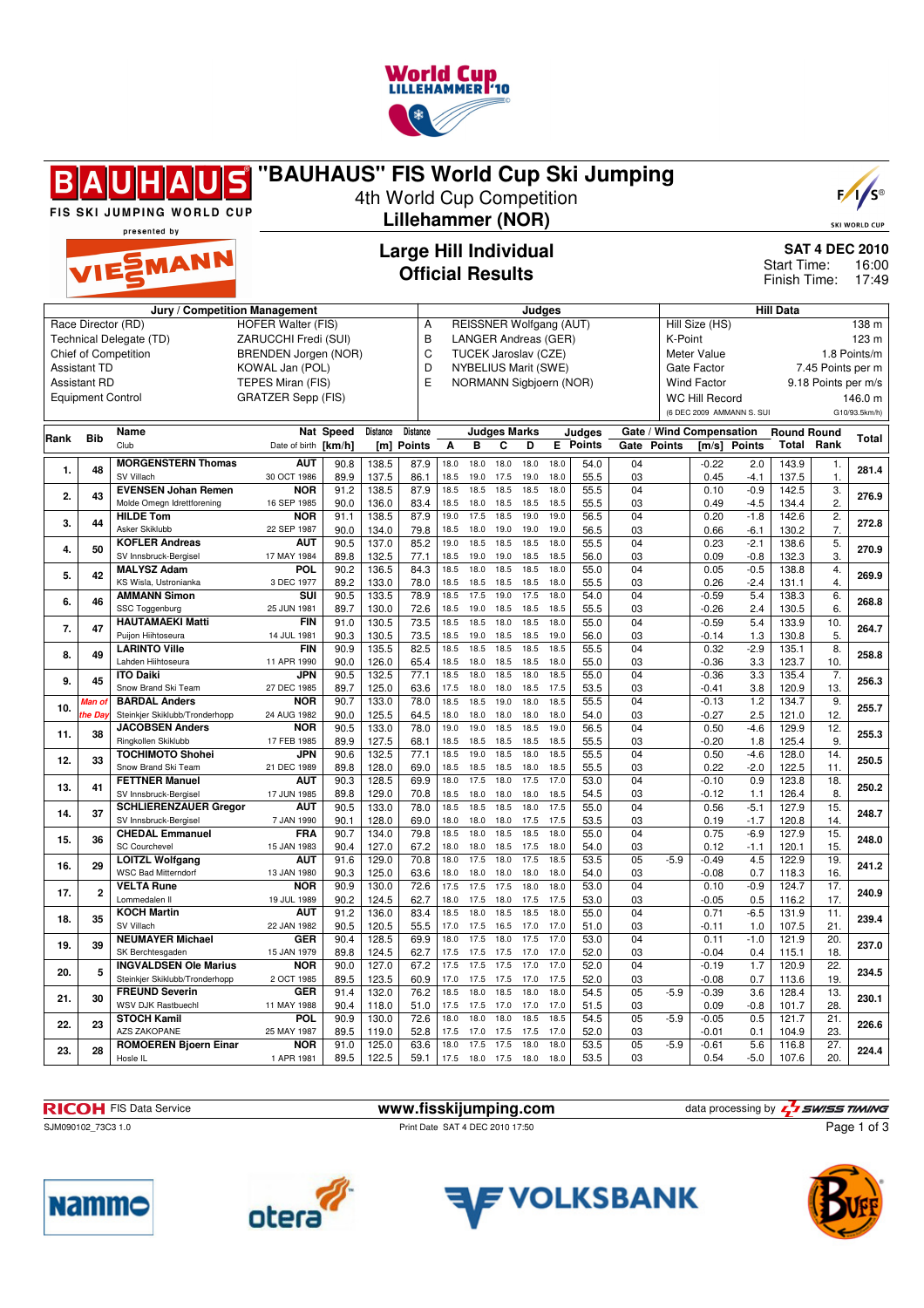# "BAUHAUS" FIS World Cup Ski Jumping

4th World Cup Competition

**Lillehammer (NOR)**

## Large Hill Individual
## Official Results

**SAT 4 DEC 2010**
Start Time: 16:00
Finish Time: 17:49

| Jury / Competition Management | | Judges | | Hill Data | |
|---|---|---|---|---|---|
| Race Director (RD) | HOFER Walter (FIS) | A | REISSNER Wolfgang (AUT) | Hill Size (HS) | 138 m |
| Technical Delegate (TD) | ZARUCCHI Fredi (SUI) | B | LANGER Andreas (GER) | K-Point | 123 m |
| Chief of Competition | BRENDEN Jorgen (NOR) | C | TUCEK Jaroslav (CZE) | Meter Value | 1.8 Points/m |
| Assistant TD | KOWAL Jan (POL) | D | NYBELIUS Marit (SWE) | Gate Factor | 7.45 Points per m |
| Assistant RD | TEPES Miran (FIS) | E | NORMANN Sigbjoern (NOR) | Wind Factor | 9.18 Points per m/s |
| Equipment Control | GRATZER Sepp (FIS) | | | WC Hill Record | 146.0 m |
| | | | | (6 DEC 2009 AMMANN S. SUI | G10/93.5km/h) |

| Rank | Bib | Name / Club | Nat / Date of birth | Speed [km/h] | Distance [m] | Distance Points | A | B | C | D | E | Judges Points | Gate | Gate Points | Wind [m/s] | Wind Points | Round Total | Round Rank | Total |
|---|---|---|---|---|---|---|---|---|---|---|---|---|---|---|---|---|---|---|---|
| 1. | 48 | **MORGENSTERN Thomas** | **AUT** | 90.8 | 138.5 | 87.9 | 18.0 | 18.0 | 18.0 | 18.0 | 18.0 | 54.0 | 04 | | -0.22 | 2.0 | 143.9 | 1. | 281.4 |
| | | SV Villach | 30 OCT 1986 | 89.9 | 137.5 | 86.1 | 18.5 | 19.0 | 17.5 | 19.0 | 18.0 | 55.5 | 03 | | 0.45 | -4.1 | 137.5 | 1. | |
| 2. | 43 | **EVENSEN Johan Remen** | **NOR** | 91.2 | 138.5 | 87.9 | 18.5 | 18.5 | 18.5 | 18.5 | 18.0 | 55.5 | 04 | | 0.10 | -0.9 | 142.5 | 3. | 276.9 |
| | | Molde Omegn Idrettforening | 16 SEP 1985 | 90.0 | 136.0 | 83.4 | 18.5 | 18.0 | 18.5 | 18.5 | 18.5 | 55.5 | 03 | | 0.49 | -4.5 | 134.4 | 2. | |
| 3. | 44 | **HILDE Tom** | **NOR** | 91.1 | 138.5 | 87.9 | 19.0 | 17.5 | 18.5 | 19.0 | 19.0 | 56.5 | 04 | | 0.20 | -1.8 | 142.6 | 2. | 272.8 |
| | | Asker Skiklubb | 22 SEP 1987 | 90.0 | 134.0 | 79.8 | 18.5 | 18.0 | 19.0 | 19.0 | 19.0 | 56.5 | 03 | | 0.66 | -6.1 | 130.2 | 7. | |
| 4. | 50 | **KOFLER Andreas** | **AUT** | 90.5 | 137.0 | 85.2 | 19.0 | 18.5 | 18.5 | 18.5 | 18.0 | 55.5 | 04 | | 0.23 | -2.1 | 138.6 | 5. | 270.9 |
| | | SV Innsbruck-Bergisel | 17 MAY 1984 | 89.8 | 132.5 | 77.1 | 18.5 | 19.0 | 19.0 | 18.5 | 18.5 | 56.0 | 03 | | 0.09 | -0.8 | 132.3 | 3. | |
| 5. | 42 | **MALYSZ Adam** | **POL** | 90.2 | 136.5 | 84.3 | 18.5 | 18.0 | 18.5 | 18.5 | 18.0 | 55.0 | 04 | | 0.05 | -0.5 | 138.8 | 4. | 269.9 |
| | | KS Wisla, Ustronianka | 3 DEC 1977 | 89.2 | 133.0 | 78.0 | 18.5 | 18.5 | 18.5 | 18.5 | 18.0 | 55.5 | 03 | | 0.26 | -2.4 | 131.1 | 4. | |
| 6. | 46 | **AMMANN Simon** | **SUI** | 90.5 | 133.5 | 78.9 | 18.5 | 17.5 | 19.0 | 17.5 | 18.0 | 54.0 | 04 | | -0.59 | 5.4 | 138.3 | 6. | 268.8 |
| | | SSC Toggenburg | 25 JUN 1981 | 89.7 | 130.0 | 72.6 | 18.5 | 19.0 | 18.5 | 18.5 | 18.5 | 55.5 | 03 | | -0.26 | 2.4 | 130.5 | 6. | |
| 7. | 47 | **HAUTAMAEKI Matti** | **FIN** | 91.0 | 130.5 | 73.5 | 18.5 | 18.5 | 18.0 | 18.5 | 18.0 | 55.0 | 04 | | -0.59 | 5.4 | 133.9 | 10. | 264.7 |
| | | Puijon Hiihtoseura | 14 JUL 1981 | 90.3 | 130.5 | 73.5 | 18.5 | 19.0 | 18.5 | 18.5 | 19.0 | 56.0 | 03 | | -0.14 | 1.3 | 130.8 | 5. | |
| 8. | 49 | **LARINTO Ville** | **FIN** | 90.9 | 135.5 | 82.5 | 18.5 | 18.5 | 18.5 | 18.5 | 18.5 | 55.5 | 04 | | 0.32 | -2.9 | 135.1 | 8. | 258.8 |
| | | Lahden Hiihtoseura | 11 APR 1990 | 90.0 | 126.0 | 65.4 | 18.5 | 18.0 | 18.5 | 18.5 | 18.0 | 55.0 | 03 | | -0.36 | 3.3 | 123.7 | 10. | |
| 9. | 45 | **ITO Daiki** | **JPN** | 90.5 | 132.5 | 77.1 | 18.5 | 18.0 | 18.5 | 18.0 | 18.5 | 55.0 | 04 | | -0.36 | 3.3 | 135.4 | 7. | 256.3 |
| | | Snow Brand Ski Team | 27 DEC 1985 | 89.7 | 125.0 | 63.6 | 17.5 | 18.0 | 18.0 | 18.5 | 17.5 | 53.5 | 03 | | -0.41 | 3.8 | 120.9 | 13. | |
| 10. | *Man of the Day* | **BARDAL Anders** | **NOR** | 90.7 | 133.0 | 78.0 | 18.5 | 18.5 | 19.0 | 18.0 | 18.5 | 55.5 | 04 | | -0.13 | 1.2 | 134.7 | 9. | 255.7 |
| | | Steinkjer Skiklubb/Tronderhopp | 24 AUG 1982 | 90.0 | 125.5 | 64.5 | 18.0 | 18.0 | 18.0 | 18.0 | 18.0 | 54.0 | 03 | | -0.27 | 2.5 | 121.0 | 12. | |
| 11. | 38 | **JACOBSEN Anders** | **NOR** | 90.5 | 133.0 | 78.0 | 19.0 | 19.0 | 18.5 | 18.5 | 19.0 | 56.5 | 04 | | 0.50 | -4.6 | 129.9 | 12. | 255.3 |
| | | Ringkollen Skiklubb | 17 FEB 1985 | 89.9 | 127.5 | 68.1 | 18.5 | 18.5 | 18.5 | 18.5 | 18.5 | 55.5 | 03 | | -0.20 | 1.8 | 125.4 | 9. | |
| 12. | 33 | **TOCHIMOTO Shohei** | **JPN** | 90.6 | 132.5 | 77.1 | 18.5 | 19.0 | 18.5 | 18.0 | 18.5 | 55.5 | 04 | | 0.50 | -4.6 | 128.0 | 14. | 250.5 |
| | | Snow Brand Ski Team | 21 DEC 1989 | 89.8 | 128.0 | 69.0 | 18.5 | 18.5 | 18.5 | 18.0 | 18.5 | 55.5 | 03 | | 0.22 | -2.0 | 122.5 | 11. | |
| 13. | 41 | **FETTNER Manuel** | **AUT** | 90.3 | 128.5 | 69.9 | 18.0 | 17.5 | 18.0 | 17.5 | 17.0 | 53.0 | 04 | | -0.10 | 0.9 | 123.8 | 18. | 250.2 |
| | | SV Innsbruck-Bergisel | 17 JUN 1985 | 89.8 | 129.0 | 70.8 | 18.5 | 18.0 | 18.0 | 18.0 | 18.5 | 54.5 | 03 | | -0.12 | 1.1 | 126.4 | 8. | |
| 14. | 37 | **SCHLIERENZAUER Gregor** | **AUT** | 90.5 | 133.0 | 78.0 | 18.5 | 18.5 | 18.5 | 18.0 | 17.5 | 55.0 | 04 | | 0.56 | -5.1 | 127.9 | 15. | 248.7 |
| | | SV Innsbruck-Bergisel | 7 JAN 1990 | 90.1 | 128.0 | 69.0 | 18.0 | 18.0 | 18.0 | 17.5 | 17.5 | 53.5 | 03 | | 0.19 | -1.7 | 120.8 | 14. | |
| 15. | 36 | **CHEDAL Emmanuel** | **FRA** | 90.7 | 134.0 | 79.8 | 18.5 | 18.0 | 18.5 | 18.5 | 18.0 | 55.0 | 04 | | 0.75 | -6.9 | 127.9 | 15. | 248.0 |
| | | SC Courchevel | 15 JAN 1983 | 90.4 | 127.0 | 67.2 | 18.0 | 18.0 | 18.5 | 17.5 | 18.0 | 54.0 | 03 | | 0.12 | -1.1 | 120.1 | 15. | |
| 16. | 29 | **LOITZL Wolfgang** | **AUT** | 91.6 | 129.0 | 70.8 | 18.0 | 17.5 | 18.0 | 17.5 | 18.5 | 53.5 | 05 | -5.9 | -0.49 | 4.5 | 122.9 | 19. | 241.2 |
| | | WSC Bad Mitterndorf | 13 JAN 1980 | 90.3 | 125.0 | 63.6 | 18.0 | 18.0 | 18.0 | 18.0 | 18.0 | 54.0 | 03 | | -0.08 | 0.7 | 118.3 | 16. | |
| 17. | 2 | **VELTA Rune** | **NOR** | 90.9 | 130.0 | 72.6 | 17.5 | 17.5 | 17.5 | 18.0 | 18.0 | 53.0 | 04 | | 0.10 | -0.9 | 124.7 | 17. | 240.9 |
| | | Lommedalen Il | 19 JUL 1989 | 90.2 | 124.5 | 62.7 | 18.0 | 17.5 | 18.0 | 17.5 | 17.5 | 53.0 | 03 | | -0.05 | 0.5 | 116.2 | 17. | |
| 18. | 35 | **KOCH Martin** | **AUT** | 91.2 | 136.0 | 83.4 | 18.5 | 18.0 | 18.5 | 18.5 | 18.0 | 55.0 | 04 | | 0.71 | -6.5 | 131.9 | 11. | 239.4 |
| | | SV Villach | 22 JAN 1982 | 90.5 | 120.5 | 55.5 | 17.0 | 17.5 | 16.5 | 17.0 | 17.0 | 51.0 | 03 | | -0.11 | 1.0 | 107.5 | 21. | |
| 19. | 39 | **NEUMAYER Michael** | **GER** | 90.4 | 128.5 | 69.9 | 18.0 | 17.5 | 18.0 | 17.5 | 17.0 | 53.0 | 04 | | 0.11 | -1.0 | 121.9 | 20. | 237.0 |
| | | SK Berchtesgaden | 15 JAN 1979 | 89.8 | 124.5 | 62.7 | 17.5 | 17.5 | 17.5 | 17.0 | 17.0 | 52.0 | 03 | | -0.04 | 0.4 | 115.1 | 18. | |
| 20. | 5 | **INGVALDSEN Ole Marius** | **NOR** | 90.0 | 127.0 | 67.2 | 17.5 | 17.5 | 17.5 | 17.0 | 17.0 | 52.0 | 04 | | -0.19 | 1.7 | 120.9 | 22. | 234.5 |
| | | Steinkjer Skiklubb/Tronderhopp | 2 OCT 1985 | 89.5 | 123.5 | 60.9 | 17.0 | 17.5 | 17.5 | 17.0 | 17.5 | 52.0 | 03 | | -0.08 | 0.7 | 113.6 | 19. | |
| 21. | 30 | **FREUND Severin** | **GER** | 91.4 | 132.0 | 76.2 | 18.5 | 18.0 | 18.5 | 18.0 | 18.0 | 54.5 | 05 | -5.9 | -0.39 | 3.6 | 128.4 | 13. | 230.1 |
| | | WSV DJK Rastbuechl | 11 MAY 1988 | 90.4 | 118.0 | 51.0 | 17.5 | 17.5 | 17.0 | 17.0 | 17.0 | 51.5 | 03 | | 0.09 | -0.8 | 101.7 | 28. | |
| 22. | 23 | **STOCH Kamil** | **POL** | 90.9 | 130.0 | 72.6 | 18.0 | 18.0 | 18.0 | 18.5 | 18.5 | 54.5 | 05 | -5.9 | -0.05 | 0.5 | 121.7 | 21. | 226.6 |
| | | AZS ZAKOPANE | 25 MAY 1987 | 89.5 | 119.0 | 52.8 | 17.5 | 17.0 | 17.5 | 17.5 | 17.0 | 52.0 | 03 | | -0.01 | 0.1 | 104.9 | 23. | |
| 23. | 28 | **ROMOEREN Bjoern Einar** | **NOR** | 91.0 | 125.0 | 63.6 | 18.0 | 17.5 | 17.5 | 18.0 | 18.0 | 53.5 | 05 | -5.9 | -0.61 | 5.6 | 116.8 | 27. | 224.4 |
| | | Hosle IL | 1 APR 1981 | 89.5 | 122.5 | 59.1 | 17.5 | 18.0 | 17.5 | 18.0 | 18.0 | 53.5 | 03 | | 0.54 | -5.0 | 107.6 | 20. | |

RICOH FIS Data Service | www.fisskijumping.com | data processing by SWISS TIMING

SJM090102_73C3 1.0 | Print Date SAT 4 DEC 2010 17:50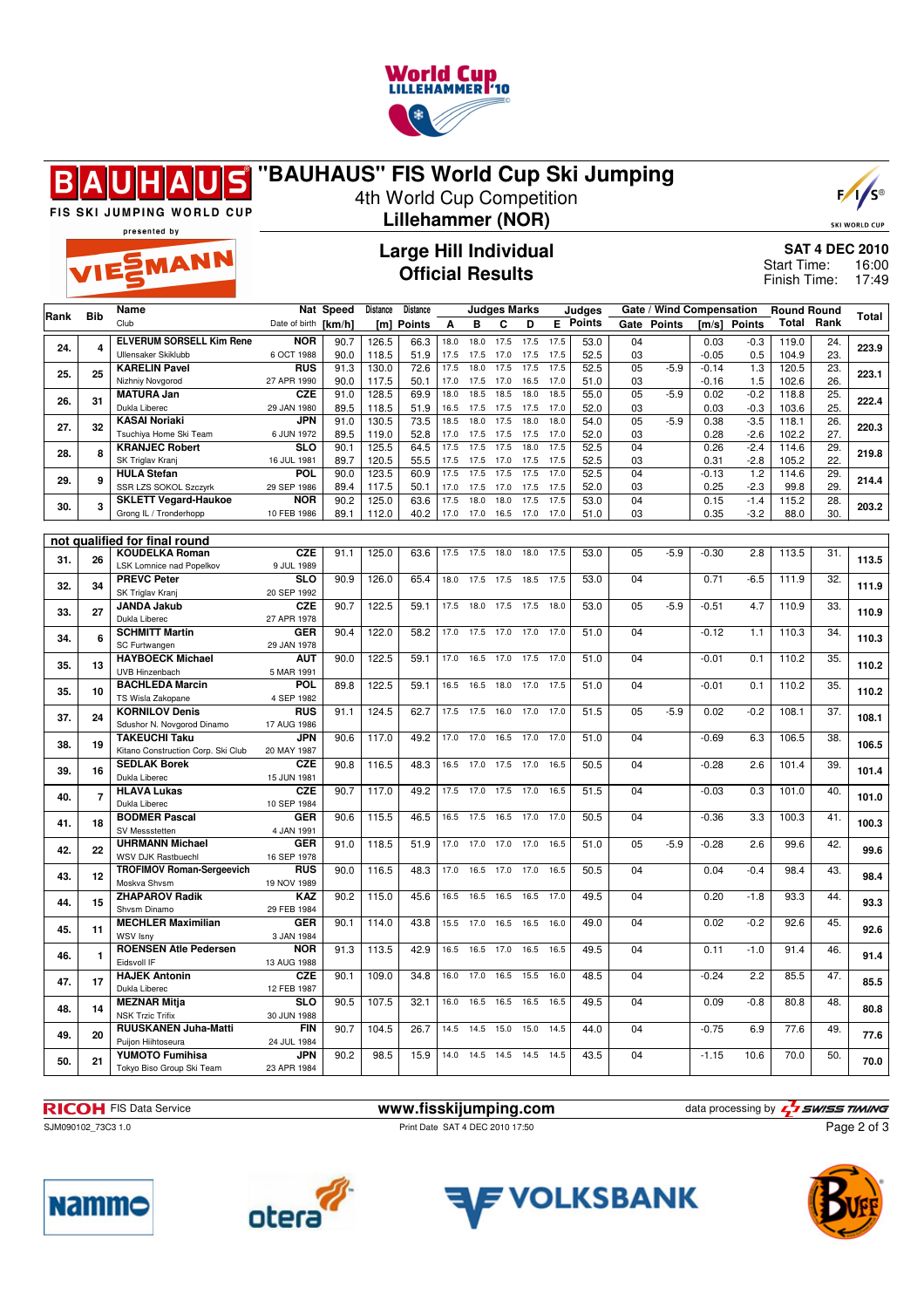# "BAUHAUS" FIS World Cup Ski Jumping

4th World Cup Competition

**Lillehammer (NOR)**

## Large Hill Individual
## Official Results

SAT 4 DEC 2010
Start Time: 16:00
Finish Time: 17:49

| Rank | Bib | Name / Club | Nat / Date of birth | Speed [km/h] | Distance [m] | Distance Points | A | B | C | D | E | Judges Points | Gate | Gate Points | Wind [m/s] | Wind Points | Round Total | Round Rank | Total |
|---|---|---|---|---|---|---|---|---|---|---|---|---|---|---|---|---|---|---|---|
| 24. | 4 | ELVERUM SORSELL Kim Rene | NOR | 90.7 | 126.5 | 66.3 | 18.0 | 18.0 | 17.5 | 17.5 | 17.5 | 53.0 | 04 | | 0.03 | -0.3 | 119.0 | 24. | 223.9 |
| | | Ullensaker Skiklubb | 6 OCT 1988 | 90.0 | 118.5 | 51.9 | 17.5 | 17.5 | 17.0 | 17.5 | 17.5 | 52.5 | 03 | | -0.05 | 0.5 | 104.9 | 23. | |
| 25. | 25 | KARELIN Pavel | RUS | 91.3 | 130.0 | 72.6 | 17.5 | 18.0 | 17.5 | 17.5 | 17.5 | 52.5 | 05 | -5.9 | -0.14 | 1.3 | 120.5 | 23. | 223.1 |
| | | Nizhniy Novgorod | 27 APR 1990 | 90.0 | 117.5 | 50.1 | 17.0 | 17.5 | 17.0 | 16.5 | 17.0 | 51.0 | 03 | | -0.16 | 1.5 | 102.6 | 26. | |
| 26. | 31 | MATURA Jan | CZE | 91.0 | 128.5 | 69.9 | 18.0 | 18.5 | 18.5 | 18.0 | 18.5 | 55.0 | 05 | -5.9 | 0.02 | -0.2 | 118.8 | 25. | 222.4 |
| | | Dukla Liberec | 29 JAN 1980 | 89.5 | 118.5 | 51.9 | 16.5 | 17.5 | 17.5 | 17.5 | 17.0 | 52.0 | 03 | | 0.03 | -0.3 | 103.6 | 25. | |
| 27. | 32 | KASAI Noriaki | JPN | 91.0 | 130.5 | 73.5 | 18.5 | 18.0 | 17.5 | 18.0 | 18.0 | 54.0 | 05 | -5.9 | 0.38 | -3.5 | 118.1 | 26. | 220.3 |
| | | Tsuchiya Home Ski Team | 6 JUN 1972 | 89.5 | 119.0 | 52.8 | 17.0 | 17.5 | 17.5 | 17.5 | 17.0 | 52.0 | 03 | | 0.28 | -2.6 | 102.2 | 27. | |
| 28. | 8 | KRANJEC Robert | SLO | 90.1 | 125.5 | 64.5 | 17.5 | 17.5 | 17.5 | 18.0 | 17.5 | 52.5 | 04 | | 0.26 | -2.4 | 114.6 | 29. | 219.8 |
| | | SK Triglav Kranj | 16 JUL 1981 | 89.7 | 120.5 | 55.5 | 17.5 | 17.5 | 17.0 | 17.5 | 17.5 | 52.5 | 03 | | 0.31 | -2.8 | 105.2 | 22. | |
| 29. | 9 | HULA Stefan | POL | 90.0 | 123.5 | 60.9 | 17.5 | 17.5 | 17.5 | 17.5 | 17.0 | 52.5 | 04 | | -0.13 | 1.2 | 114.6 | 29. | 214.4 |
| | | SSR LZS SOKOL Szczyrk | 29 SEP 1986 | 89.4 | 117.5 | 50.1 | 17.0 | 17.5 | 17.0 | 17.5 | 17.5 | 52.0 | 03 | | 0.25 | -2.3 | 99.8 | 29. | |
| 30. | 3 | SKLETT Vegard-Haukoe | NOR | 90.2 | 125.0 | 63.6 | 17.5 | 18.0 | 18.0 | 17.5 | 17.5 | 53.0 | 04 | | 0.15 | -1.4 | 115.2 | 28. | 203.2 |
| | | Grong IL / Tronderhopp | 10 FEB 1986 | 89.1 | 112.0 | 40.2 | 17.0 | 17.0 | 16.5 | 17.0 | 17.0 | 51.0 | 03 | | 0.35 | -3.2 | 88.0 | 30. | |

**not qualified for final round**

| Rank | Bib | Name / Club | Nat / Date of birth | Speed [km/h] | Distance [m] | Distance Points | A | B | C | D | E | Judges Points | Gate | Gate Points | Wind [m/s] | Wind Points | Round Total | Round Rank | Total |
|---|---|---|---|---|---|---|---|---|---|---|---|---|---|---|---|---|---|---|---|
| 31. | 26 | KOUDELKA Roman | CZE | 91.1 | 125.0 | 63.6 | 17.5 | 17.5 | 18.0 | 18.0 | 17.5 | 53.0 | 05 | -5.9 | -0.30 | 2.8 | 113.5 | 31. | 113.5 |
| | | LSK Lomnice nad Popelkov | 9 JUL 1989 | | | | | | | | | | | | | | | | |
| 32. | 34 | PREVC Peter | SLO | 90.9 | 126.0 | 65.4 | 18.0 | 17.5 | 17.5 | 18.5 | 17.5 | 53.0 | 04 | | 0.71 | -6.5 | 111.9 | 32. | 111.9 |
| | | SK Triglav Kranj | 20 SEP 1992 | | | | | | | | | | | | | | | | |
| 33. | 27 | JANDA Jakub | CZE | 90.7 | 122.5 | 59.1 | 17.5 | 18.0 | 17.5 | 17.5 | 18.0 | 53.0 | 05 | -5.9 | -0.51 | 4.7 | 110.9 | 33. | 110.9 |
| | | Dukla Liberec | 27 APR 1978 | | | | | | | | | | | | | | | | |
| 34. | 6 | SCHMITT Martin | GER | 90.4 | 122.0 | 58.2 | 17.0 | 17.5 | 17.0 | 17.0 | 17.0 | 51.0 | 04 | | -0.12 | 1.1 | 110.3 | 34. | 110.3 |
| | | SC Furtwangen | 29 JAN 1978 | | | | | | | | | | | | | | | | |
| 35. | 13 | HAYBOECK Michael | AUT | 90.0 | 122.5 | 59.1 | 17.0 | 16.5 | 17.0 | 17.5 | 17.0 | 51.0 | 04 | | -0.01 | 0.1 | 110.2 | 35. | 110.2 |
| | | UVB Hinzenbach | 5 MAR 1991 | | | | | | | | | | | | | | | | |
| 35. | 10 | BACHLEDA Marcin | POL | 89.8 | 122.5 | 59.1 | 16.5 | 16.5 | 18.0 | 17.0 | 17.5 | 51.0 | 04 | | -0.01 | 0.1 | 110.2 | 35. | 110.2 |
| | | TS Wisla Zakopane | 4 SEP 1982 | | | | | | | | | | | | | | | | |
| 37. | 24 | KORNILOV Denis | RUS | 91.1 | 124.5 | 62.7 | 17.5 | 17.5 | 16.0 | 17.0 | 17.0 | 51.5 | 05 | -5.9 | 0.02 | -0.2 | 108.1 | 37. | 108.1 |
| | | Sdushor N. Novgorod Dinamo | 17 AUG 1986 | | | | | | | | | | | | | | | | |
| 38. | 19 | TAKEUCHI Taku | JPN | 90.6 | 117.0 | 49.2 | 17.0 | 17.0 | 16.5 | 17.0 | 17.0 | 51.0 | 04 | | -0.69 | 6.3 | 106.5 | 38. | 106.5 |
| | | Kitano Construction Corp. Ski Club | 20 MAY 1987 | | | | | | | | | | | | | | | | |
| 39. | 16 | SEDLAK Borek | CZE | 90.8 | 116.5 | 48.3 | 16.5 | 17.0 | 17.5 | 17.0 | 16.5 | 50.5 | 04 | | -0.28 | 2.6 | 101.4 | 39. | 101.4 |
| | | Dukla Liberec | 15 JUN 1981 | | | | | | | | | | | | | | | | |
| 40. | 7 | HLAVA Lukas | CZE | 90.7 | 117.0 | 49.2 | 17.5 | 17.0 | 17.5 | 17.0 | 16.5 | 51.5 | 04 | | -0.03 | 0.3 | 101.0 | 40. | 101.0 |
| | | Dukla Liberec | 10 SEP 1984 | | | | | | | | | | | | | | | | |
| 41. | 18 | BODMER Pascal | GER | 90.6 | 115.5 | 46.5 | 16.5 | 17.5 | 16.5 | 17.0 | 17.0 | 50.5 | 04 | | -0.36 | 3.3 | 100.3 | 41. | 100.3 |
| | | SV Messstetten | 4 JAN 1991 | | | | | | | | | | | | | | | | |
| 42. | 22 | UHRMANN Michael | GER | 91.0 | 118.5 | 51.9 | 17.0 | 17.0 | 17.0 | 17.0 | 16.5 | 51.0 | 05 | -5.9 | -0.28 | 2.6 | 99.6 | 42. | 99.6 |
| | | WSV DJK Rastbuechl | 16 SEP 1978 | | | | | | | | | | | | | | | | |
| 43. | 12 | TROFIMOV Roman-Sergeevich | RUS | 90.0 | 116.5 | 48.3 | 17.0 | 16.5 | 17.0 | 17.0 | 16.5 | 50.5 | 04 | | 0.04 | -0.4 | 98.4 | 43. | 98.4 |
| | | Moskva Shvsm | 19 NOV 1989 | | | | | | | | | | | | | | | | |
| 44. | 15 | ZHAPAROV Radik | KAZ | 90.2 | 115.0 | 45.6 | 16.5 | 16.5 | 16.5 | 16.5 | 17.0 | 49.5 | 04 | | 0.20 | -1.8 | 93.3 | 44. | 93.3 |
| | | Shvsm Dinamo | 29 FEB 1984 | | | | | | | | | | | | | | | | |
| 45. | 11 | MECHLER Maximilian | GER | 90.1 | 114.0 | 43.8 | 15.5 | 17.0 | 16.5 | 16.5 | 16.0 | 49.0 | 04 | | 0.02 | -0.2 | 92.6 | 45. | 92.6 |
| | | WSV Isny | 3 JAN 1984 | | | | | | | | | | | | | | | | |
| 46. | 1 | ROENSEN Atle Pedersen | NOR | 91.3 | 113.5 | 42.9 | 16.5 | 16.5 | 17.0 | 16.5 | 16.5 | 49.5 | 04 | | 0.11 | -1.0 | 91.4 | 46. | 91.4 |
| | | Eidsvoll IF | 13 AUG 1988 | | | | | | | | | | | | | | | | |
| 47. | 17 | HAJEK Antonin | CZE | 90.1 | 109.0 | 34.8 | 16.0 | 17.0 | 16.5 | 15.5 | 16.0 | 48.5 | 04 | | -0.24 | 2.2 | 85.5 | 47. | 85.5 |
| | | Dukla Liberec | 12 FEB 1987 | | | | | | | | | | | | | | | | |
| 48. | 14 | MEZNAR Mitja | SLO | 90.5 | 107.5 | 32.1 | 16.0 | 16.5 | 16.5 | 16.5 | 16.5 | 49.5 | 04 | | 0.09 | -0.8 | 80.8 | 48. | 80.8 |
| | | NSK Trzic Trifix | 30 JUN 1988 | | | | | | | | | | | | | | | | |
| 49. | 20 | RUUSKANEN Juha-Matti | FIN | 90.7 | 104.5 | 26.7 | 14.5 | 14.5 | 15.0 | 15.0 | 14.5 | 44.0 | 04 | | -0.75 | 6.9 | 77.6 | 49. | 77.6 |
| | | Puijon Hiihtoseura | 24 JUL 1984 | | | | | | | | | | | | | | | | |
| 50. | 21 | YUMOTO Fumihisa | JPN | 90.2 | 98.5 | 15.9 | 14.0 | 14.5 | 14.5 | 14.5 | 14.5 | 43.5 | 04 | | -1.15 | 10.6 | 70.0 | 50. | 70.0 |
| | | Tokyo Biso Group Ski Team | 23 APR 1984 | | | | | | | | | | | | | | | | |

RICOH FIS Data Service — www.fisskijumping.com — data processing by SWISS TIMING

SJM090102_73C3 1.0 — Print Date SAT 4 DEC 2010 17:50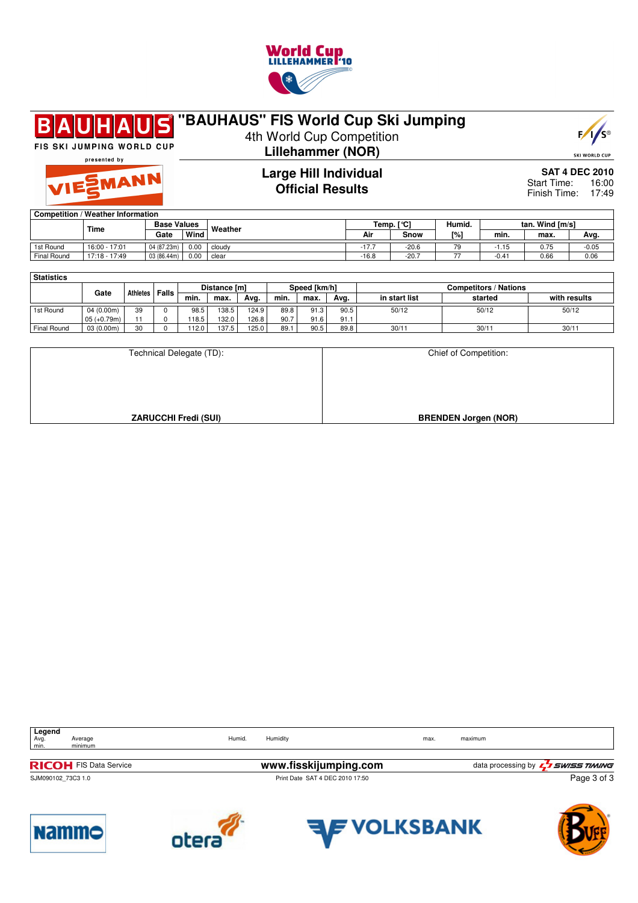# "BAUHAUS" FIS World Cup Ski Jumping

4th World Cup Competition

**Lillehammer (NOR)**

## Large Hill Individual
## Official Results

**SAT 4 DEC 2010**
Start Time: 16:00
Finish Time: 17:49

**Competition / Weather Information**

| | Time | Base Values | | Weather | Temp. [°C] | | Humid. | tan. Wind [m/s] | | |
|---|---|---|---|---|---|---|---|---|---|---|
| | | Gate | Wind | | Air | Snow | [%] | min. | max. | Avg. |
| 1st Round | 16:00 - 17:01 | 04 (87.23m) | 0.00 | cloudy | -17.7 | -20.6 | 79 | -1.15 | 0.75 | -0.05 |
| Final Round | 17:18 - 17:49 | 03 (86.44m) | 0.00 | clear | -16.8 | -20.7 | 77 | -0.41 | 0.66 | 0.06 |

**Statistics**

| | Gate | Athletes | Falls | Distance [m] | | | Speed [km/h] | | | Competitors / Nations | | |
|---|---|---|---|---|---|---|---|---|---|---|---|---|
| | | | | min. | max. | Avg. | min. | max. | Avg. | in start list | started | with results |
| 1st Round | 04 (0.00m) | 39 | 0 | 98.5 | 138.5 | 124.9 | 89.8 | 91.3 | 90.5 | 50/12 | 50/12 | 50/12 |
| | 05 (+0.79m) | 11 | 0 | 118.5 | 132.0 | 126.8 | 90.7 | 91.6 | 91.1 | | | |
| Final Round | 03 (0.00m) | 30 | 0 | 112.0 | 137.5 | 125.0 | 89.1 | 90.5 | 89.8 | 30/11 | 30/11 | 30/11 |

| Technical Delegate (TD): | Chief of Competition: |
|---|---|
| **ZARUCCHI Fredi (SUI)** | **BRENDEN Jorgen (NOR)** |

**Legend**
Avg. Average
min. minimum
Humid. Humidity
max. maximum

RICOH FIS Data Service
www.fisskijumping.com
data processing by SWISS TIMING
SJM090102_73C3 1.0
Print Date SAT 4 DEC 2010 17:50